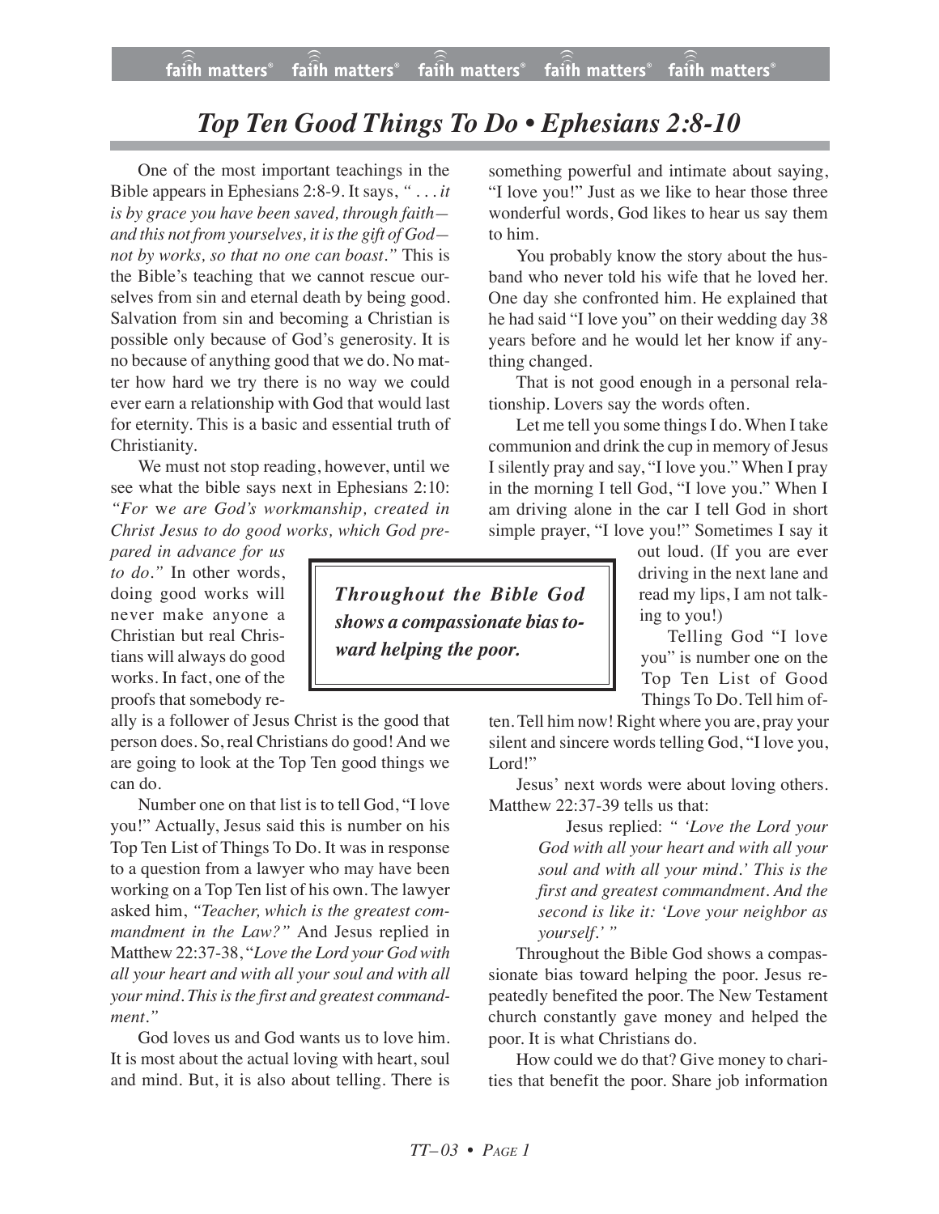# *Top Ten Good Things To Do • Ephesians 2:8-10*

One of the most important teachings in the Bible appears in Ephesians 2:8-9. It says, *" . . . it is by grace you have been saved, through faith—and this not from yourselves, it is the gift of God—not by works, so that no one can boast."* This is the Bible's teaching that we cannot rescue ourselves from sin and eternal death by being good. Salvation from sin and becoming a Christian is possible only because of God's generosity. It is no because of anything good that we do. No matter how hard we try there is no way we could ever earn a relationship with God that would last for eternity. This is a basic and essential truth of Christianity.

We must not stop reading, however, until we see what the bible says next in Ephesians 2:10: *"For we are God's workmanship, created in Christ Jesus to do good works, which God prepared in advance for us to do."* In other words, doing good works will never make anyone a Christian but real Christians will always do good works. In fact, one of the proofs that somebody really is a follower of Jesus Christ is the good that person does. So, real Christians do good! And we are going to look at the Top Ten good things we can do.

Number one on that list is to tell God, "I love you!" Actually, Jesus said this is number on his Top Ten List of Things To Do. It was in response to a question from a lawyer who may have been working on a Top Ten list of his own. The lawyer asked him, *"Teacher, which is the greatest commandment in the Law?"* And Jesus replied in Matthew 22:37-38, "*Love the Lord your God with all your heart and with all your soul and with all your mind. This is the first and greatest commandment."*

God loves us and God wants us to love him. It is most about the actual loving with heart, soul and mind. But, it is also about telling. There is something powerful and intimate about saying, "I love you!" Just as we like to hear those three wonderful words, God likes to hear us say them to him.

You probably know the story about the husband who never told his wife that he loved her. One day she confronted him. He explained that he had said "I love you" on their wedding day 38 years before and he would let her know if anything changed.

That is not good enough in a personal relationship. Lovers say the words often.

Let me tell you some things I do. When I take communion and drink the cup in memory of Jesus I silently pray and say, "I love you." When I pray in the morning I tell God, "I love you." When I am driving alone in the car I tell God in short simple prayer, "I love you!" Sometimes I say it out loud. (If you are ever driving in the next lane and read my lips, I am not talking to you!)

> ***Throughout the Bible God shows a compassionate bias toward helping the poor.***

Telling God "I love you" is number one on the Top Ten List of Good Things To Do. Tell him often. Tell him now! Right where you are, pray your silent and sincere words telling God, "I love you, Lord!"

Jesus' next words were about loving others. Matthew 22:37-39 tells us that:

> Jesus replied: *" 'Love the Lord your God with all your heart and with all your soul and with all your mind.' This is the first and greatest commandment. And the second is like it: 'Love your neighbor as yourself.' "*

Throughout the Bible God shows a compassionate bias toward helping the poor. Jesus repeatedly benefited the poor. The New Testament church constantly gave money and helped the poor. It is what Christians do.

How could we do that? Give money to charities that benefit the poor. Share job information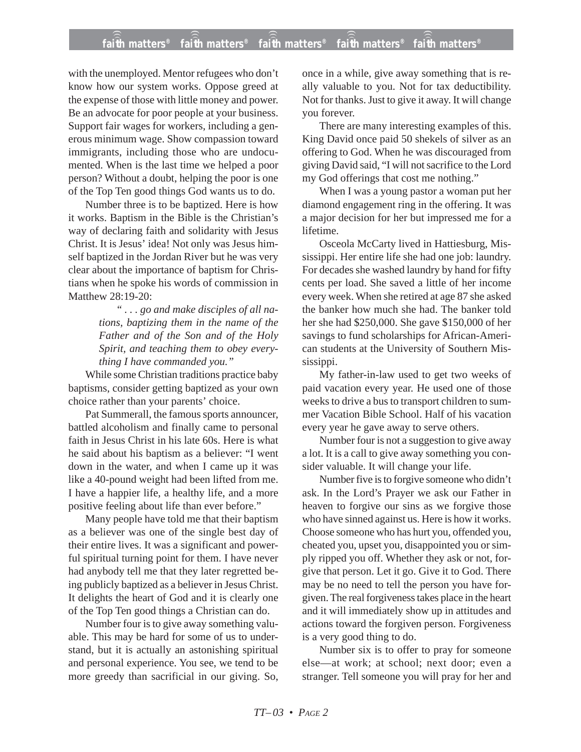with the unemployed. Mentor refugees who don't know how our system works. Oppose greed at the expense of those with little money and power. Be an advocate for poor people at your business. Support fair wages for workers, including a generous minimum wage. Show compassion toward immigrants, including those who are undocumented. When is the last time we helped a poor person? Without a doubt, helping the poor is one of the Top Ten good things God wants us to do.

Number three is to be baptized. Here is how it works. Baptism in the Bible is the Christian's way of declaring faith and solidarity with Jesus Christ. It is Jesus' idea! Not only was Jesus himself baptized in the Jordan River but he was very clear about the importance of baptism for Christians when he spoke his words of commission in Matthew 28:19-20:

> *" . . . go and make disciples of all nations, baptizing them in the name of the Father and of the Son and of the Holy Spirit, and teaching them to obey everything I have commanded you."*

While some Christian traditions practice baby baptisms, consider getting baptized as your own choice rather than your parents' choice.

Pat Summerall, the famous sports announcer, battled alcoholism and finally came to personal faith in Jesus Christ in his late 60s. Here is what he said about his baptism as a believer: "I went down in the water, and when I came up it was like a 40-pound weight had been lifted from me. I have a happier life, a healthy life, and a more positive feeling about life than ever before."

Many people have told me that their baptism as a believer was one of the single best day of their entire lives. It was a significant and powerful spiritual turning point for them. I have never had anybody tell me that they later regretted being publicly baptized as a believer in Jesus Christ. It delights the heart of God and it is clearly one of the Top Ten good things a Christian can do.

Number four is to give away something valuable. This may be hard for some of us to understand, but it is actually an astonishing spiritual and personal experience. You see, we tend to be more greedy than sacrificial in our giving. So, once in a while, give away something that is really valuable to you. Not for tax deductibility. Not for thanks. Just to give it away. It will change you forever.

There are many interesting examples of this. King David once paid 50 shekels of silver as an offering to God. When he was discouraged from giving David said, "I will not sacrifice to the Lord my God offerings that cost me nothing."

When I was a young pastor a woman put her diamond engagement ring in the offering. It was a major decision for her but impressed me for a lifetime.

Osceola McCarty lived in Hattiesburg, Mississippi. Her entire life she had one job: laundry. For decades she washed laundry by hand for fifty cents per load. She saved a little of her income every week. When she retired at age 87 she asked the banker how much she had. The banker told her she had $250,000. She gave $150,000 of her savings to fund scholarships for African-American students at the University of Southern Mississippi.

My father-in-law used to get two weeks of paid vacation every year. He used one of those weeks to drive a bus to transport children to summer Vacation Bible School. Half of his vacation every year he gave away to serve others.

Number four is not a suggestion to give away a lot. It is a call to give away something you consider valuable. It will change your life.

Number five is to forgive someone who didn't ask. In the Lord's Prayer we ask our Father in heaven to forgive our sins as we forgive those who have sinned against us. Here is how it works. Choose someone who has hurt you, offended you, cheated you, upset you, disappointed you or simply ripped you off. Whether they ask or not, forgive that person. Let it go. Give it to God. There may be no need to tell the person you have forgiven. The real forgiveness takes place in the heart and it will immediately show up in attitudes and actions toward the forgiven person. Forgiveness is a very good thing to do.

Number six is to offer to pray for someone else—at work; at school; next door; even a stranger. Tell someone you will pray for her and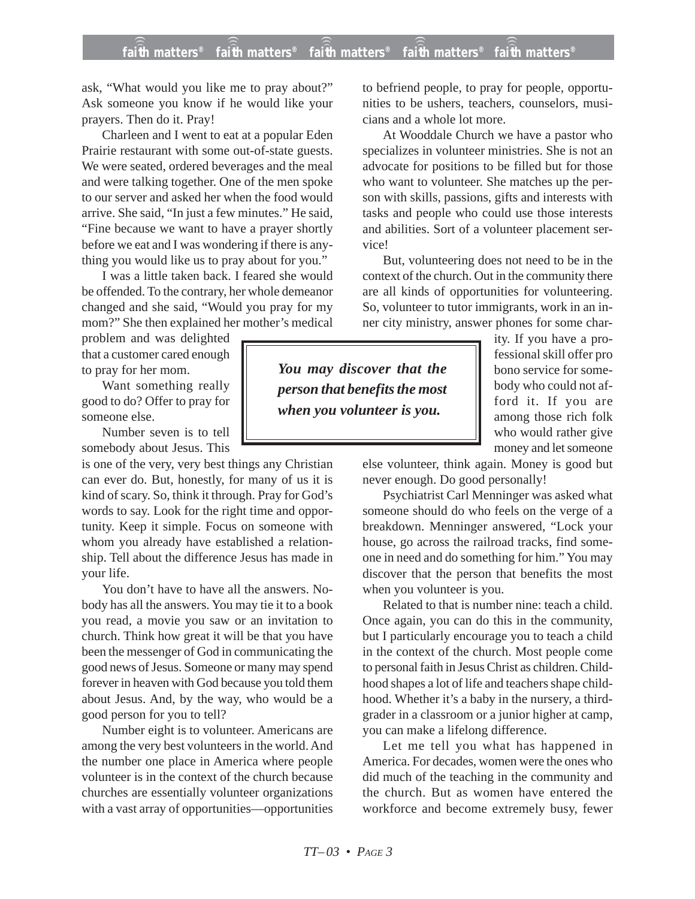ask, "What would you like me to pray about?" Ask someone you know if he would like your prayers. Then do it. Pray!

Charleen and I went to eat at a popular Eden Prairie restaurant with some out-of-state guests. We were seated, ordered beverages and the meal and were talking together. One of the men spoke to our server and asked her when the food would arrive. She said, "In just a few minutes." He said, "Fine because we want to have a prayer shortly before we eat and I was wondering if there is anything you would like us to pray about for you."

I was a little taken back. I feared she would be offended. To the contrary, her whole demeanor changed and she said, "Would you pray for my mom?" She then explained her mother's medical problem and was delighted that a customer cared enough to pray for her mom.

Want something really good to do? Offer to pray for someone else.

Number seven is to tell somebody about Jesus. This is one of the very, very best things any Christian can ever do. But, honestly, for many of us it is kind of scary. So, think it through. Pray for God's words to say. Look for the right time and opportunity. Keep it simple. Focus on someone with whom you already have established a relationship. Tell about the difference Jesus has made in your life.

You don't have to have all the answers. Nobody has all the answers. You may tie it to a book you read, a movie you saw or an invitation to church. Think how great it will be that you have been the messenger of God in communicating the good news of Jesus. Someone or many may spend forever in heaven with God because you told them about Jesus. And, by the way, who would be a good person for you to tell?

Number eight is to volunteer. Americans are among the very best volunteers in the world. And the number one place in America where people volunteer is in the context of the church because churches are essentially volunteer organizations with a vast array of opportunities—opportunities to befriend people, to pray for people, opportunities to be ushers, teachers, counselors, musicians and a whole lot more.

At Wooddale Church we have a pastor who specializes in volunteer ministries. She is not an advocate for positions to be filled but for those who want to volunteer. She matches up the person with skills, passions, gifts and interests with tasks and people who could use those interests and abilities. Sort of a volunteer placement service!

But, volunteering does not need to be in the context of the church. Out in the community there are all kinds of opportunities for volunteering. So, volunteer to tutor immigrants, work in an inner city ministry, answer phones for some charity. If you have a professional skill offer pro bono service for somebody who could not afford it. If you are among those rich folk who would rather give money and let someone else volunteer, think again. Money is good but never enough. Do good personally!

> ***You may discover that the person that benefits the most when you volunteer is you.***

Psychiatrist Carl Menninger was asked what someone should do who feels on the verge of a breakdown. Menninger answered, "Lock your house, go across the railroad tracks, find someone in need and do something for him." You may discover that the person that benefits the most when you volunteer is you.

Related to that is number nine: teach a child. Once again, you can do this in the community, but I particularly encourage you to teach a child in the context of the church. Most people come to personal faith in Jesus Christ as children. Childhood shapes a lot of life and teachers shape childhood. Whether it's a baby in the nursery, a third-grader in a classroom or a junior higher at camp, you can make a lifelong difference.

Let me tell you what has happened in America. For decades, women were the ones who did much of the teaching in the community and the church. But as women have entered the workforce and become extremely busy, fewer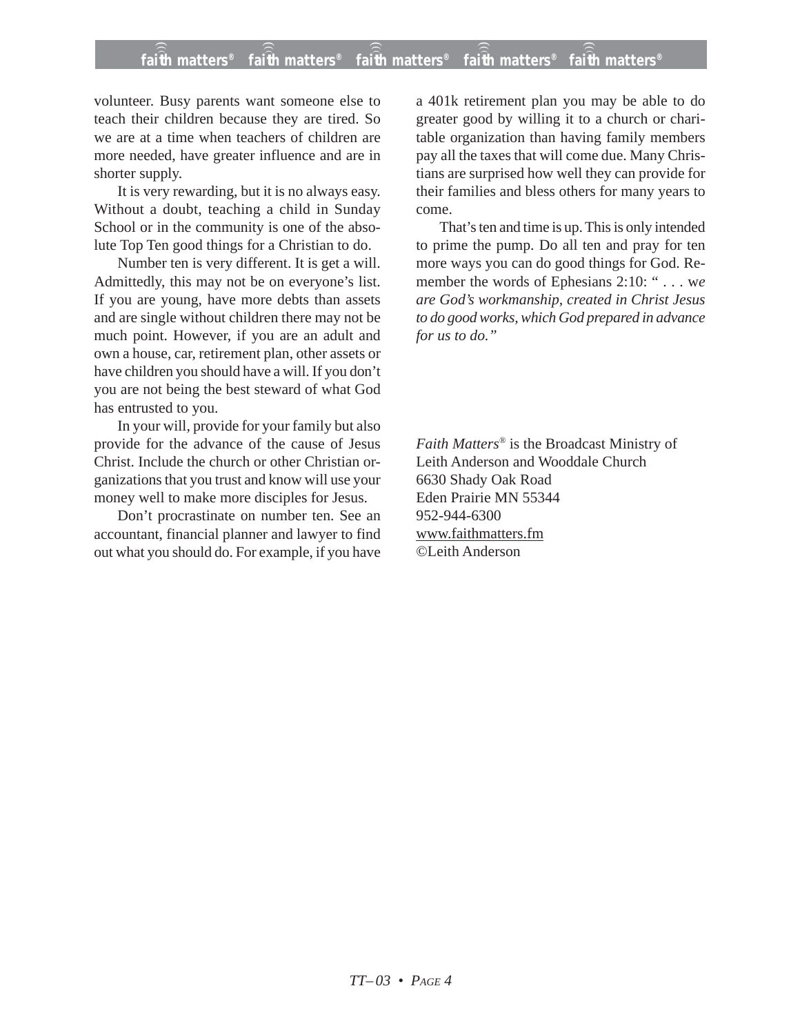volunteer. Busy parents want someone else to teach their children because they are tired. So we are at a time when teachers of children are more needed, have greater influence and are in shorter supply.

It is very rewarding, but it is no always easy. Without a doubt, teaching a child in Sunday School or in the community is one of the absolute Top Ten good things for a Christian to do.

Number ten is very different. It is get a will. Admittedly, this may not be on everyone's list. If you are young, have more debts than assets and are single without children there may not be much point. However, if you are an adult and own a house, car, retirement plan, other assets or have children you should have a will. If you don't you are not being the best steward of what God has entrusted to you.

In your will, provide for your family but also provide for the advance of the cause of Jesus Christ. Include the church or other Christian organizations that you trust and know will use your money well to make more disciples for Jesus.

Don't procrastinate on number ten. See an accountant, financial planner and lawyer to find out what you should do. For example, if you have a 401k retirement plan you may be able to do greater good by willing it to a church or charitable organization than having family members pay all the taxes that will come due. Many Christians are surprised how well they can provide for their families and bless others for many years to come.

That's ten and time is up. This is only intended to prime the pump. Do all ten and pray for ten more ways you can do good things for God. Remember the words of Ephesians 2:10: " . . . w*e are God's workmanship, created in Christ Jesus to do good works, which God prepared in advance for us to do."*

*Faith Matters*® is the Broadcast Ministry of
Leith Anderson and Wooddale Church
6630 Shady Oak Road
Eden Prairie MN 55344
952-944-6300
www.faithmatters.fm
©Leith Anderson